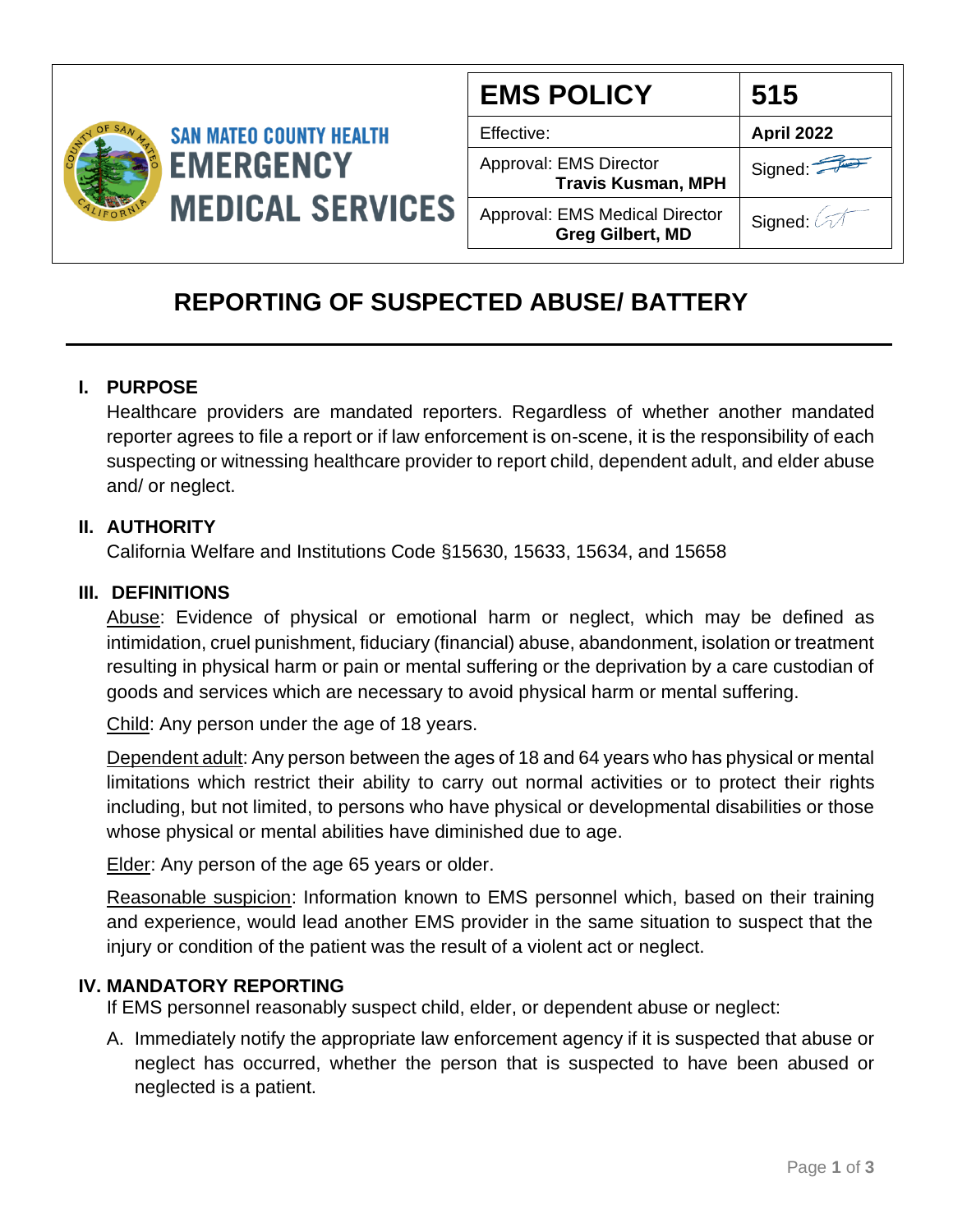**SAN MATEO COUNTY HEALTH**
**EMERGENCY MEDICAL SERVICES**

| EMS POLICY | 515 |
|---|---|
| Effective: | **April 2022** |
| Approval: EMS Director **Travis Kusman, MPH** | Signed: |
| Approval: EMS Medical Director **Greg Gilbert, MD** | Signed: |

# REPORTING OF SUSPECTED ABUSE/ BATTERY

## I. PURPOSE

Healthcare providers are mandated reporters. Regardless of whether another mandated reporter agrees to file a report or if law enforcement is on-scene, it is the responsibility of each suspecting or witnessing healthcare provider to report child, dependent adult, and elder abuse and/ or neglect.

## II. AUTHORITY

California Welfare and Institutions Code §15630, 15633, 15634, and 15658

## III. DEFINITIONS

Abuse: Evidence of physical or emotional harm or neglect, which may be defined as intimidation, cruel punishment, fiduciary (financial) abuse, abandonment, isolation or treatment resulting in physical harm or pain or mental suffering or the deprivation by a care custodian of goods and services which are necessary to avoid physical harm or mental suffering.

Child: Any person under the age of 18 years.

Dependent adult: Any person between the ages of 18 and 64 years who has physical or mental limitations which restrict their ability to carry out normal activities or to protect their rights including, but not limited, to persons who have physical or developmental disabilities or those whose physical or mental abilities have diminished due to age.

Elder: Any person of the age 65 years or older.

Reasonable suspicion: Information known to EMS personnel which, based on their training and experience, would lead another EMS provider in the same situation to suspect that the injury or condition of the patient was the result of a violent act or neglect.

## IV. MANDATORY REPORTING

If EMS personnel reasonably suspect child, elder, or dependent abuse or neglect:

A. Immediately notify the appropriate law enforcement agency if it is suspected that abuse or neglect has occurred, whether the person that is suspected to have been abused or neglected is a patient.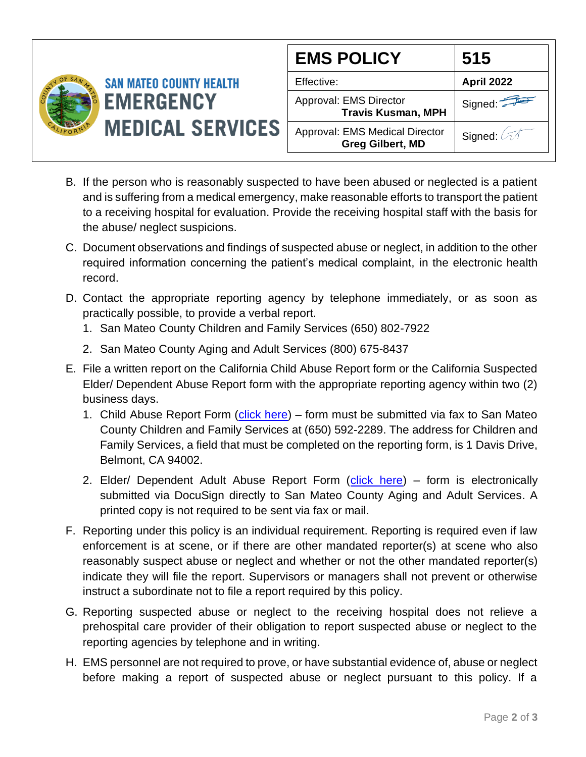B. If the person who is reasonably suspected to have been abused or neglected is a patient and is suffering from a medical emergency, make reasonable efforts to transport the patient to a receiving hospital for evaluation. Provide the receiving hospital staff with the basis for the abuse/ neglect suspicions.

C. Document observations and findings of suspected abuse or neglect, in addition to the other required information concerning the patient's medical complaint, in the electronic health record.

D. Contact the appropriate reporting agency by telephone immediately, or as soon as practically possible, to provide a verbal report.
   1. San Mateo County Children and Family Services (650) 802-7922
   2. San Mateo County Aging and Adult Services (800) 675-8437

E. File a written report on the California Child Abuse Report form or the California Suspected Elder/ Dependent Abuse Report form with the appropriate reporting agency within two (2) business days.
   1. Child Abuse Report Form (click here) – form must be submitted via fax to San Mateo County Children and Family Services at (650) 592-2289. The address for Children and Family Services, a field that must be completed on the reporting form, is 1 Davis Drive, Belmont, CA 94002.
   2. Elder/ Dependent Adult Abuse Report Form (click here) – form is electronically submitted via DocuSign directly to San Mateo County Aging and Adult Services. A printed copy is not required to be sent via fax or mail.

F. Reporting under this policy is an individual requirement. Reporting is required even if law enforcement is at scene, or if there are other mandated reporter(s) at scene who also reasonably suspect abuse or neglect and whether or not the other mandated reporter(s) indicate they will file the report. Supervisors or managers shall not prevent or otherwise instruct a subordinate not to file a report required by this policy.

G. Reporting suspected abuse or neglect to the receiving hospital does not relieve a prehospital care provider of their obligation to report suspected abuse or neglect to the reporting agencies by telephone and in writing.

H. EMS personnel are not required to prove, or have substantial evidence of, abuse or neglect before making a report of suspected abuse or neglect pursuant to this policy. If a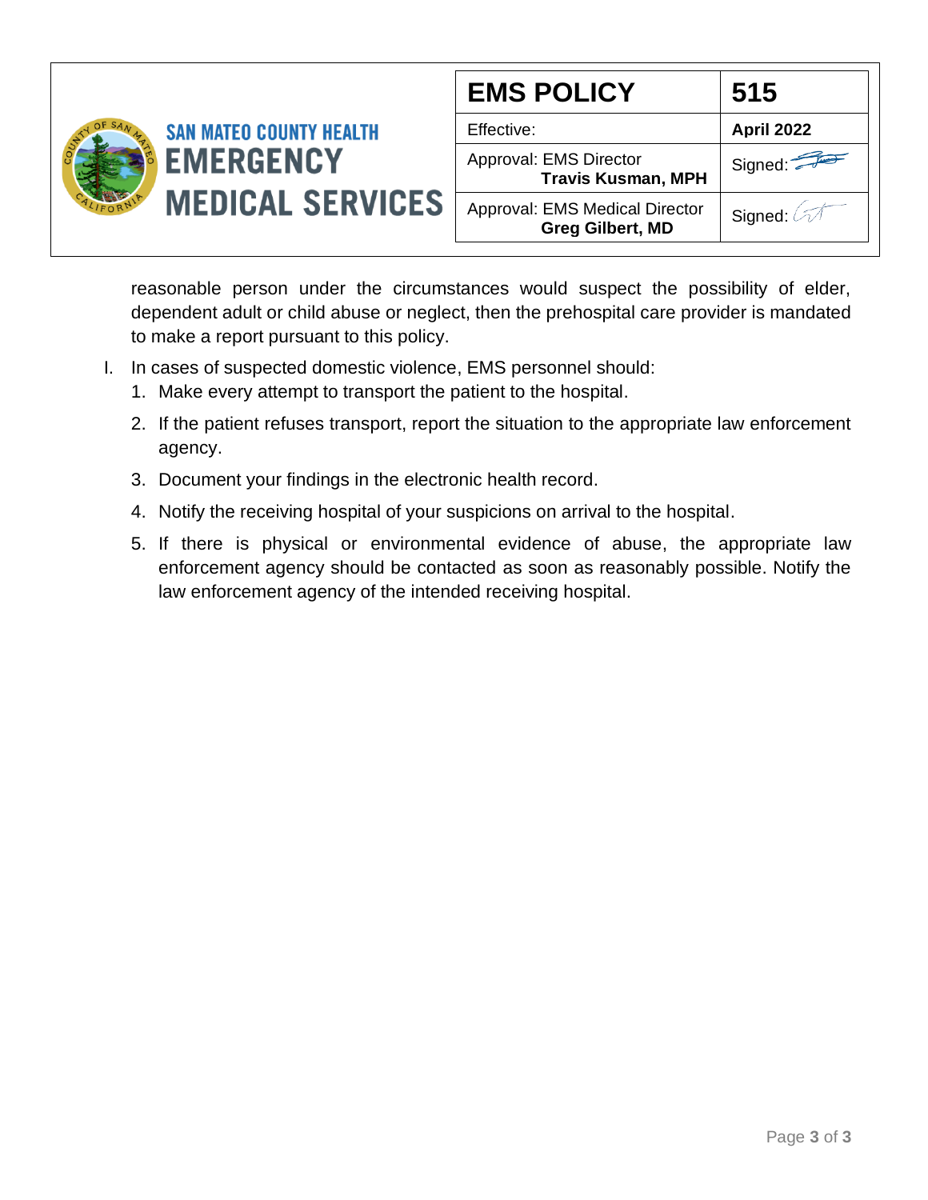reasonable person under the circumstances would suspect the possibility of elder, dependent adult or child abuse or neglect, then the prehospital care provider is mandated to make a report pursuant to this policy.

I. In cases of suspected domestic violence, EMS personnel should:
   1. Make every attempt to transport the patient to the hospital.
   2. If the patient refuses transport, report the situation to the appropriate law enforcement agency.
   3. Document your findings in the electronic health record.
   4. Notify the receiving hospital of your suspicions on arrival to the hospital.
   5. If there is physical or environmental evidence of abuse, the appropriate law enforcement agency should be contacted as soon as reasonably possible. Notify the law enforcement agency of the intended receiving hospital.